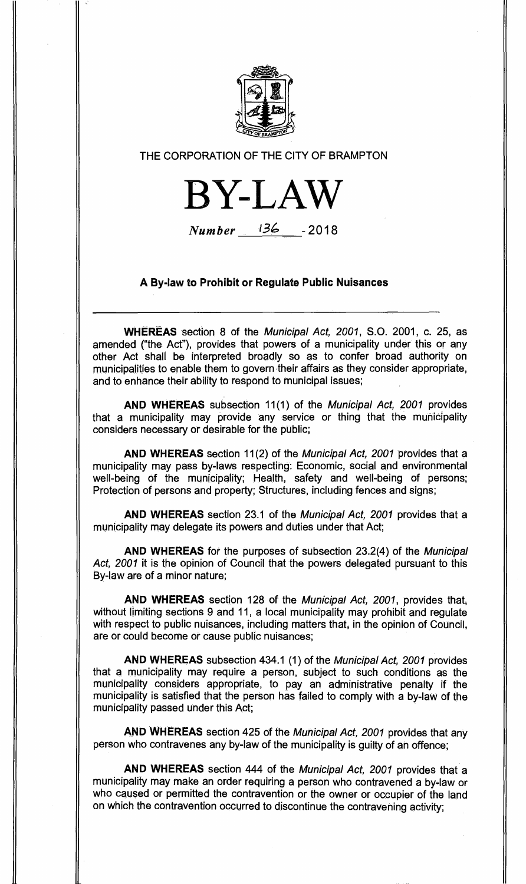THE CORPORATION OF THE CITY OF BRAMPTON

# BY-LAW

*Number* 136 - 2018

## A By-law to Prohibit or Regulate Public Nuisances

---

**WHEREAS** section 8 of the *Municipal Act, 2001*, S.O. 2001, c. 25, as amended ("the Act"), provides that powers of a municipality under this or any other Act shall be interpreted broadly so as to confer broad authority on municipalities to enable them to govern their affairs as they consider appropriate, and to enhance their ability to respond to municipal issues;

**AND WHEREAS** subsection 11(1) of the *Municipal Act, 2001* provides that a municipality may provide any service or thing that the municipality considers necessary or desirable for the public;

**AND WHEREAS** section 11(2) of the *Municipal Act, 2001* provides that a municipality may pass by-laws respecting: Economic, social and environmental well-being of the municipality; Health, safety and well-being of persons; Protection of persons and property; Structures, including fences and signs;

**AND WHEREAS** section 23.1 of the *Municipal Act, 2001* provides that a municipality may delegate its powers and duties under that Act;

**AND WHEREAS** for the purposes of subsection 23.2(4) of the *Municipal Act, 2001* it is the opinion of Council that the powers delegated pursuant to this By-law are of a minor nature;

**AND WHEREAS** section 128 of the *Municipal Act, 2001*, provides that, without limiting sections 9 and 11, a local municipality may prohibit and regulate with respect to public nuisances, including matters that, in the opinion of Council, are or could become or cause public nuisances;

**AND WHEREAS** subsection 434.1 (1) of the *Municipal Act, 2001* provides that a municipality may require a person, subject to such conditions as the municipality considers appropriate, to pay an administrative penalty if the municipality is satisfied that the person has failed to comply with a by-law of the municipality passed under this Act;

**AND WHEREAS** section 425 of the *Municipal Act, 2001* provides that any person who contravenes any by-law of the municipality is guilty of an offence;

**AND WHEREAS** section 444 of the *Municipal Act, 2001* provides that a municipality may make an order requiring a person who contravened a by-law or who caused or permitted the contravention or the owner or occupier of the land on which the contravention occurred to discontinue the contravening activity;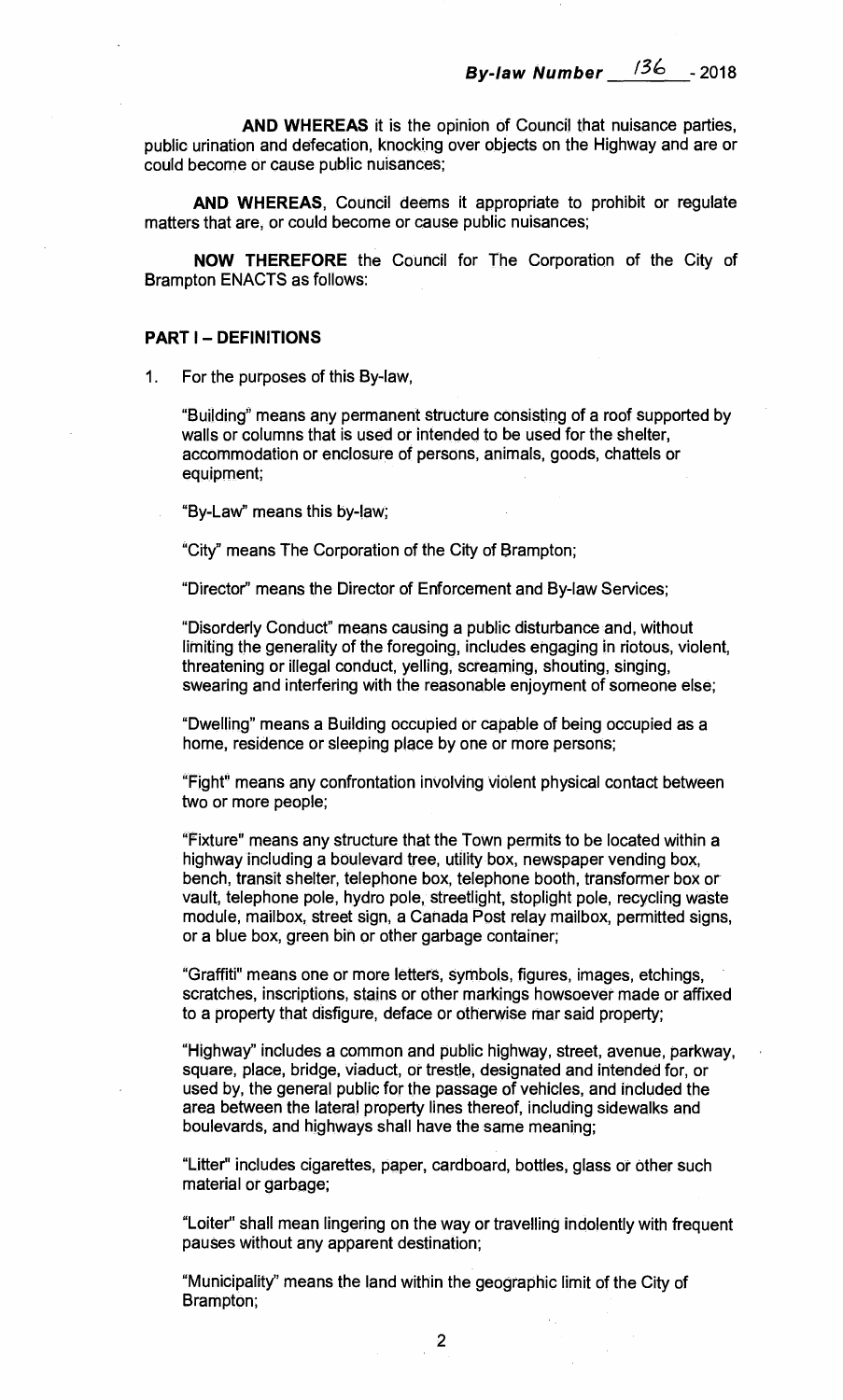**AND WHEREAS** it is the opinion of Council that nuisance parties, public urination and defecation, knocking over objects on the Highway and are or could become or cause public nuisances;

**AND WHEREAS**, Council deems it appropriate to prohibit or regulate matters that are, or could become or cause public nuisances;

**NOW THEREFORE** the Council for The Corporation of the City of Brampton ENACTS as follows:

## PART I – DEFINITIONS

1. For the purposes of this By-law,

"Building" means any permanent structure consisting of a roof supported by walls or columns that is used or intended to be used for the shelter, accommodation or enclosure of persons, animals, goods, chattels or equipment;

"By-Law" means this by-law;

"City" means The Corporation of the City of Brampton;

"Director" means the Director of Enforcement and By-law Services;

"Disorderly Conduct" means causing a public disturbance and, without limiting the generality of the foregoing, includes engaging in riotous, violent, threatening or illegal conduct, yelling, screaming, shouting, singing, swearing and interfering with the reasonable enjoyment of someone else;

"Dwelling" means a Building occupied or capable of being occupied as a home, residence or sleeping place by one or more persons;

"Fight" means any confrontation involving violent physical contact between two or more people;

"Fixture" means any structure that the Town permits to be located within a highway including a boulevard tree, utility box, newspaper vending box, bench, transit shelter, telephone box, telephone booth, transformer box or vault, telephone pole, hydro pole, streetlight, stoplight pole, recycling waste module, mailbox, street sign, a Canada Post relay mailbox, permitted signs, or a blue box, green bin or other garbage container;

"Graffiti" means one or more letters, symbols, figures, images, etchings, scratches, inscriptions, stains or other markings howsoever made or affixed to a property that disfigure, deface or otherwise mar said property;

"Highway" includes a common and public highway, street, avenue, parkway, square, place, bridge, viaduct, or trestle, designated and intended for, or used by, the general public for the passage of vehicles, and included the area between the lateral property lines thereof, including sidewalks and boulevards, and highways shall have the same meaning;

"Litter" includes cigarettes, paper, cardboard, bottles, glass or other such material or garbage;

"Loiter" shall mean lingering on the way or travelling indolently with frequent pauses without any apparent destination;

"Municipality" means the land within the geographic limit of the City of Brampton;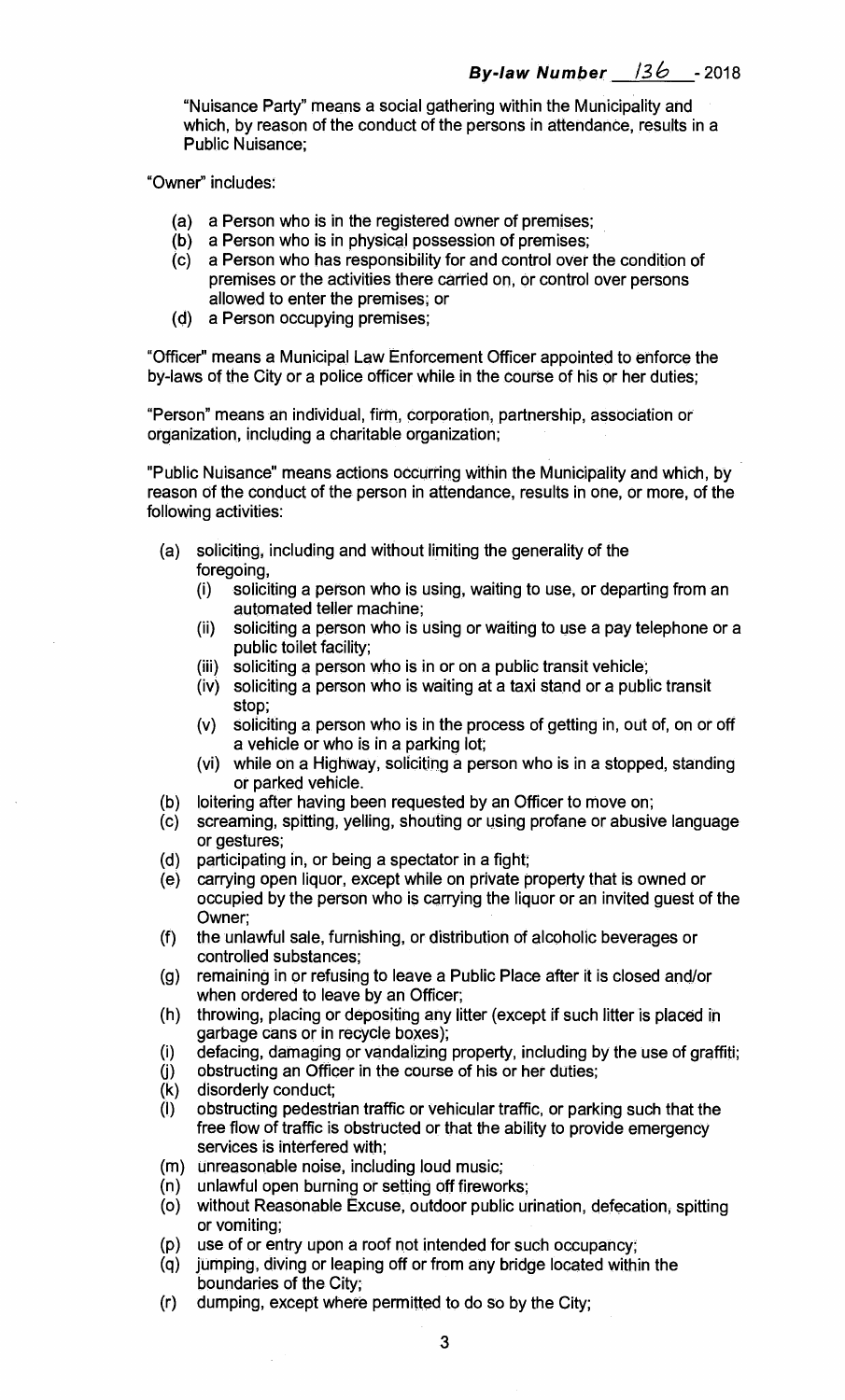"Nuisance Party" means a social gathering within the Municipality and which, by reason of the conduct of the persons in attendance, results in a Public Nuisance;

"Owner" includes:

(a) a Person who is in the registered owner of premises;
(b) a Person who is in physical possession of premises;
(c) a Person who has responsibility for and control over the condition of premises or the activities there carried on, or control over persons allowed to enter the premises; or
(d) a Person occupying premises;

"Officer" means a Municipal Law Enforcement Officer appointed to enforce the by-laws of the City or a police officer while in the course of his or her duties;

"Person" means an individual, firm, corporation, partnership, association or organization, including a charitable organization;

"Public Nuisance" means actions occurring within the Municipality and which, by reason of the conduct of the person in attendance, results in one, or more, of the following activities:

(a) soliciting, including and without limiting the generality of the foregoing,
    (i) soliciting a person who is using, waiting to use, or departing from an automated teller machine;
    (ii) soliciting a person who is using or waiting to use a pay telephone or a public toilet facility;
    (iii) soliciting a person who is in or on a public transit vehicle;
    (iv) soliciting a person who is waiting at a taxi stand or a public transit stop;
    (v) soliciting a person who is in the process of getting in, out of, on or off a vehicle or who is in a parking lot;
    (vi) while on a Highway, soliciting a person who is in a stopped, standing or parked vehicle.
(b) loitering after having been requested by an Officer to move on;
(c) screaming, spitting, yelling, shouting or using profane or abusive language or gestures;
(d) participating in, or being a spectator in a fight;
(e) carrying open liquor, except while on private property that is owned or occupied by the person who is carrying the liquor or an invited guest of the Owner;
(f) the unlawful sale, furnishing, or distribution of alcoholic beverages or controlled substances;
(g) remaining in or refusing to leave a Public Place after it is closed and/or when ordered to leave by an Officer;
(h) throwing, placing or depositing any litter (except if such litter is placed in garbage cans or in recycle boxes);
(i) defacing, damaging or vandalizing property, including by the use of graffiti;
(j) obstructing an Officer in the course of his or her duties;
(k) disorderly conduct;
(l) obstructing pedestrian traffic or vehicular traffic, or parking such that the free flow of traffic is obstructed or that the ability to provide emergency services is interfered with;
(m) unreasonable noise, including loud music;
(n) unlawful open burning or setting off fireworks;
(o) without Reasonable Excuse, outdoor public urination, defecation, spitting or vomiting;
(p) use of or entry upon a roof not intended for such occupancy;
(q) jumping, diving or leaping off or from any bridge located within the boundaries of the City;
(r) dumping, except where permitted to do so by the City;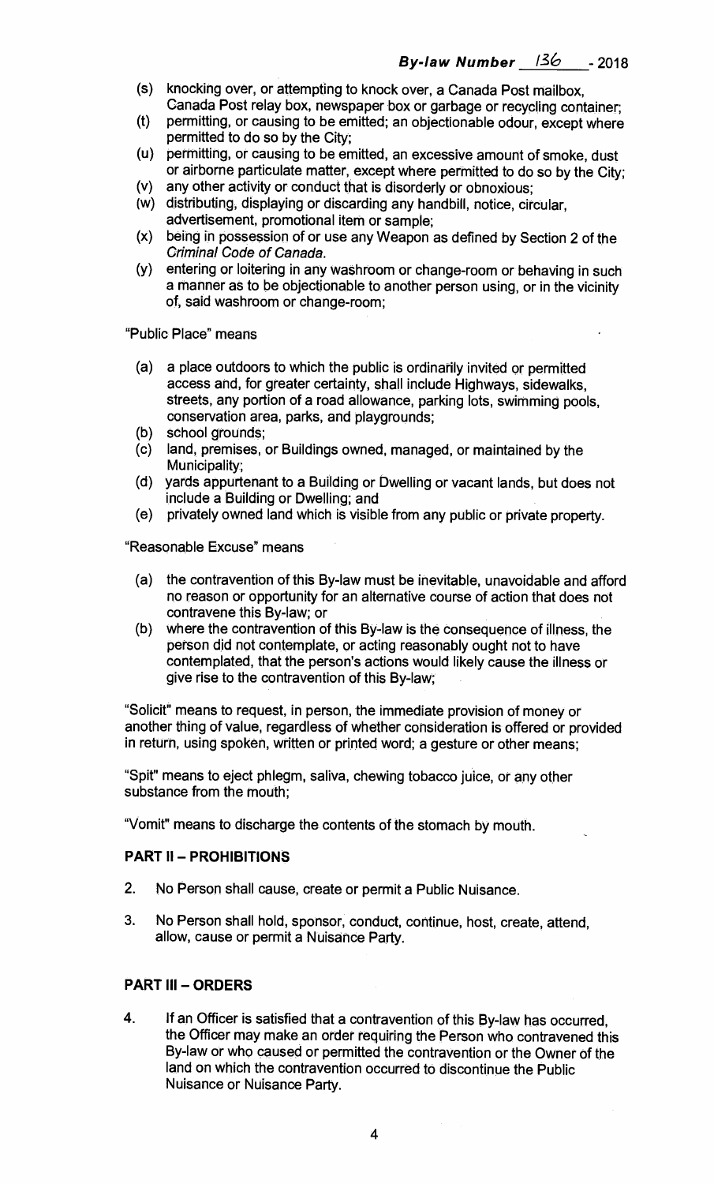- (s) knocking over, or attempting to knock over, a Canada Post mailbox, Canada Post relay box, newspaper box or garbage or recycling container;
- (t) permitting, or causing to be emitted; an objectionable odour, except where permitted to do so by the City;
- (u) permitting, or causing to be emitted, an excessive amount of smoke, dust or airborne particulate matter, except where permitted to do so by the City;
- (v) any other activity or conduct that is disorderly or obnoxious;
- (w) distributing, displaying or discarding any handbill, notice, circular, advertisement, promotional item or sample;
- (x) being in possession of or use any Weapon as defined by Section 2 of the *Criminal Code of Canada*.
- (y) entering or loitering in any washroom or change-room or behaving in such a manner as to be objectionable to another person using, or in the vicinity of, said washroom or change-room;

"Public Place" means

- (a) a place outdoors to which the public is ordinarily invited or permitted access and, for greater certainty, shall include Highways, sidewalks, streets, any portion of a road allowance, parking lots, swimming pools, conservation area, parks, and playgrounds;
- (b) school grounds;
- (c) land, premises, or Buildings owned, managed, or maintained by the Municipality;
- (d) yards appurtenant to a Building or Dwelling or vacant lands, but does not include a Building or Dwelling; and
- (e) privately owned land which is visible from any public or private property.

"Reasonable Excuse" means

- (a) the contravention of this By-law must be inevitable, unavoidable and afford no reason or opportunity for an alternative course of action that does not contravene this By-law; or
- (b) where the contravention of this By-law is the consequence of illness, the person did not contemplate, or acting reasonably ought not to have contemplated, that the person's actions would likely cause the illness or give rise to the contravention of this By-law;

"Solicit" means to request, in person, the immediate provision of money or another thing of value, regardless of whether consideration is offered or provided in return, using spoken, written or printed word; a gesture or other means;

"Spit" means to eject phlegm, saliva, chewing tobacco juice, or any other substance from the mouth;

"Vomit" means to discharge the contents of the stomach by mouth.

## PART II – PROHIBITIONS

2. No Person shall cause, create or permit a Public Nuisance.

3. No Person shall hold, sponsor, conduct, continue, host, create, attend, allow, cause or permit a Nuisance Party.

## PART III – ORDERS

4. If an Officer is satisfied that a contravention of this By-law has occurred, the Officer may make an order requiring the Person who contravened this By-law or who caused or permitted the contravention or the Owner of the land on which the contravention occurred to discontinue the Public Nuisance or Nuisance Party.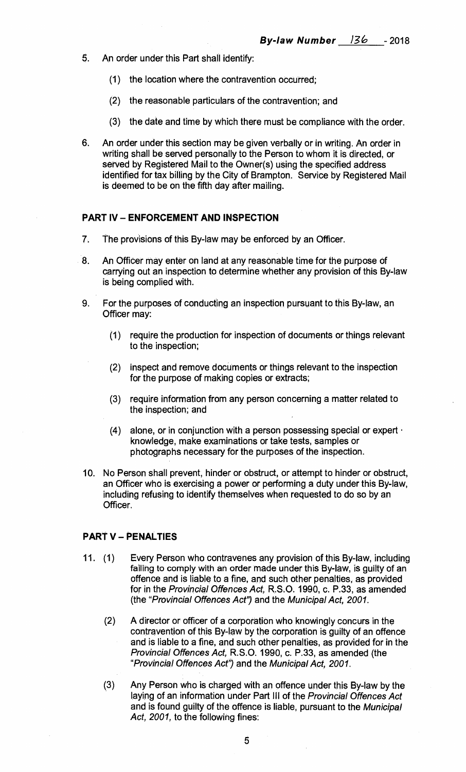5. An order under this Part shall identify:

   (1) the location where the contravention occurred;

   (2) the reasonable particulars of the contravention; and

   (3) the date and time by which there must be compliance with the order.

6. An order under this section may be given verbally or in writing. An order in writing shall be served personally to the Person to whom it is directed, or served by Registered Mail to the Owner(s) using the specified address identified for tax billing by the City of Brampton. Service by Registered Mail is deemed to be on the fifth day after mailing.

## PART IV – ENFORCEMENT AND INSPECTION

7. The provisions of this By-law may be enforced by an Officer.

8. An Officer may enter on land at any reasonable time for the purpose of carrying out an inspection to determine whether any provision of this By-law is being complied with.

9. For the purposes of conducting an inspection pursuant to this By-law, an Officer may:

   (1) require the production for inspection of documents or things relevant to the inspection;

   (2) inspect and remove documents or things relevant to the inspection for the purpose of making copies or extracts;

   (3) require information from any person concerning a matter related to the inspection; and

   (4) alone, or in conjunction with a person possessing special or expert knowledge, make examinations or take tests, samples or photographs necessary for the purposes of the inspection.

10. No Person shall prevent, hinder or obstruct, or attempt to hinder or obstruct, an Officer who is exercising a power or performing a duty under this By-law, including refusing to identify themselves when requested to do so by an Officer.

## PART V – PENALTIES

11. (1) Every Person who contravenes any provision of this By-law, including failing to comply with an order made under this By-law, is guilty of an offence and is liable to a fine, and such other penalties, as provided for in the *Provincial Offences Act*, R.S.O. 1990, c. P.33, as amended (the "*Provincial Offences Act*") and the *Municipal Act, 2001*.

    (2) A director or officer of a corporation who knowingly concurs in the contravention of this By-law by the corporation is guilty of an offence and is liable to a fine, and such other penalties, as provided for in the *Provincial Offences Act*, R.S.O. 1990, c. P.33, as amended (the "*Provincial Offences Act*") and the *Municipal Act, 2001*.

    (3) Any Person who is charged with an offence under this By-law by the laying of an information under Part III of the *Provincial Offences Act* and is found guilty of the offence is liable, pursuant to the *Municipal Act, 2001*, to the following fines: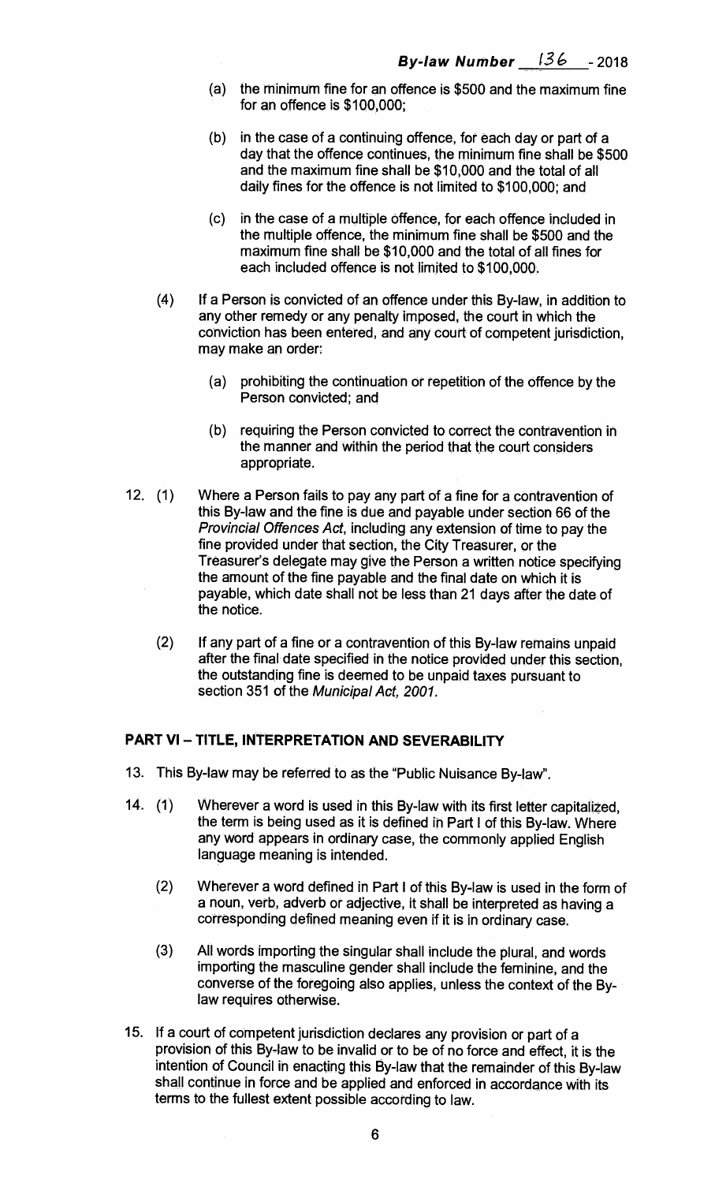(a) the minimum fine for an offence is $500 and the maximum fine for an offence is $100,000;

(b) in the case of a continuing offence, for each day or part of a day that the offence continues, the minimum fine shall be $500 and the maximum fine shall be $10,000 and the total of all daily fines for the offence is not limited to $100,000; and

(c) in the case of a multiple offence, for each offence included in the multiple offence, the minimum fine shall be $500 and the maximum fine shall be $10,000 and the total of all fines for each included offence is not limited to $100,000.

(4) If a Person is convicted of an offence under this By-law, in addition to any other remedy or any penalty imposed, the court in which the conviction has been entered, and any court of competent jurisdiction, may make an order:

(a) prohibiting the continuation or repetition of the offence by the Person convicted; and

(b) requiring the Person convicted to correct the contravention in the manner and within the period that the court considers appropriate.

12. (1) Where a Person fails to pay any part of a fine for a contravention of this By-law and the fine is due and payable under section 66 of the *Provincial Offences Act*, including any extension of time to pay the fine provided under that section, the City Treasurer, or the Treasurer's delegate may give the Person a written notice specifying the amount of the fine payable and the final date on which it is payable, which date shall not be less than 21 days after the date of the notice.

(2) If any part of a fine or a contravention of this By-law remains unpaid after the final date specified in the notice provided under this section, the outstanding fine is deemed to be unpaid taxes pursuant to section 351 of the *Municipal Act, 2001*.

## PART VI – TITLE, INTERPRETATION AND SEVERABILITY

13. This By-law may be referred to as the "Public Nuisance By-law".

14. (1) Wherever a word is used in this By-law with its first letter capitalized, the term is being used as it is defined in Part I of this By-law. Where any word appears in ordinary case, the commonly applied English language meaning is intended.

(2) Wherever a word defined in Part I of this By-law is used in the form of a noun, verb, adverb or adjective, it shall be interpreted as having a corresponding defined meaning even if it is in ordinary case.

(3) All words importing the singular shall include the plural, and words importing the masculine gender shall include the feminine, and the converse of the foregoing also applies, unless the context of the By-law requires otherwise.

15. If a court of competent jurisdiction declares any provision or part of a provision of this By-law to be invalid or to be of no force and effect, it is the intention of Council in enacting this By-law that the remainder of this By-law shall continue in force and be applied and enforced in accordance with its terms to the fullest extent possible according to law.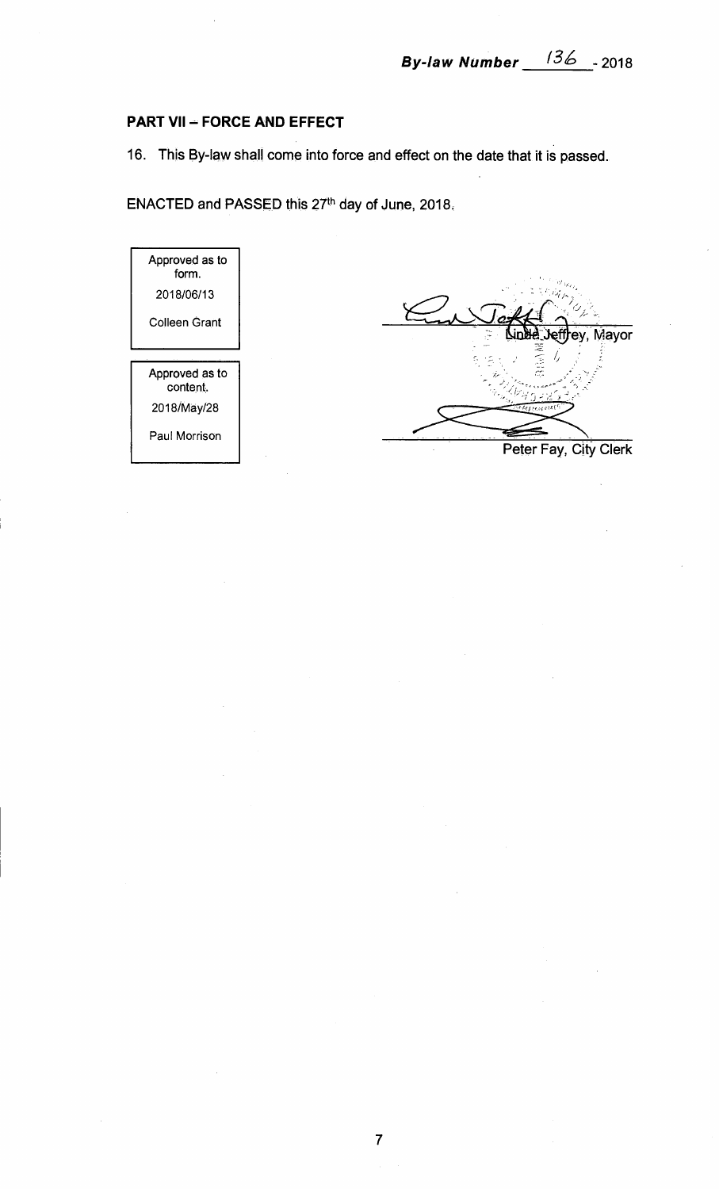**By-law Number 136 - 2018**

**PART VII – FORCE AND EFFECT**

16. This By-law shall come into force and effect on the date that it is passed.

ENACTED and PASSED this 27th day of June, 2018.

| |
|---|
| Approved as to form. |
| 2018/06/13 |
| Colleen Grant |

| |
|---|
| Approved as to content. |
| 2018/May/28 |
| Paul Morrison |

Linda Jeffrey, Mayor

Peter Fay, City Clerk